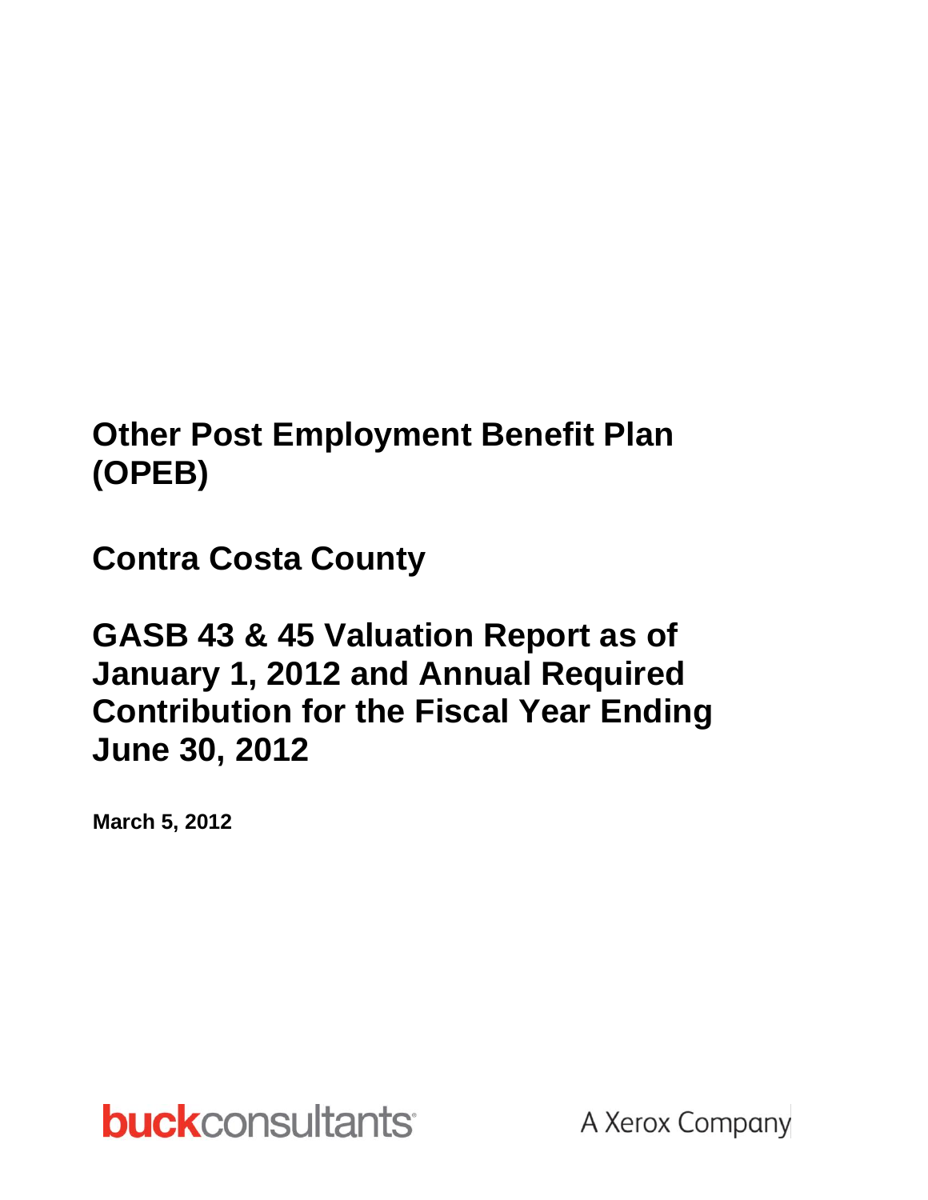# Other Post Employment Benefit Plan (OPEB)

# Contra Costa County

# GASB 43 & 45 Valuation Report as of January 1, 2012 and Annual Required Contribution for the Fiscal Year Ending June 30, 2012

**March 5, 2012**

**buck**consultants A Xerox Company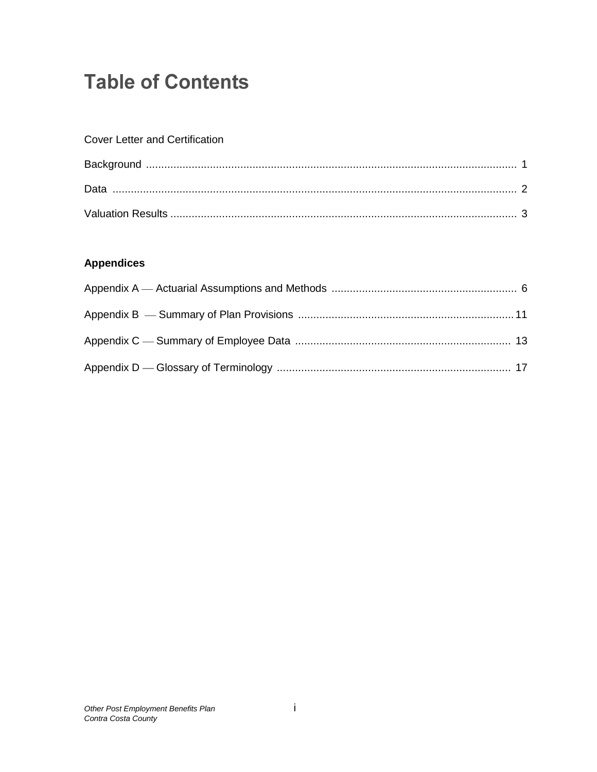# Table of Contents

Cover Letter and Certification

Background ........................................................................................................................ 1

Data ..................................................................................................................................... 2

Valuation Results ................................................................................................................. 3

**Appendices**

Appendix A — Actuarial Assumptions and Methods ............................................................. 6

Appendix B — Summary of Plan Provisions ......................................................................... 11

Appendix C — Summary of Employee Data ......................................................................... 13

Appendix D — Glossary of Terminology ............................................................................... 17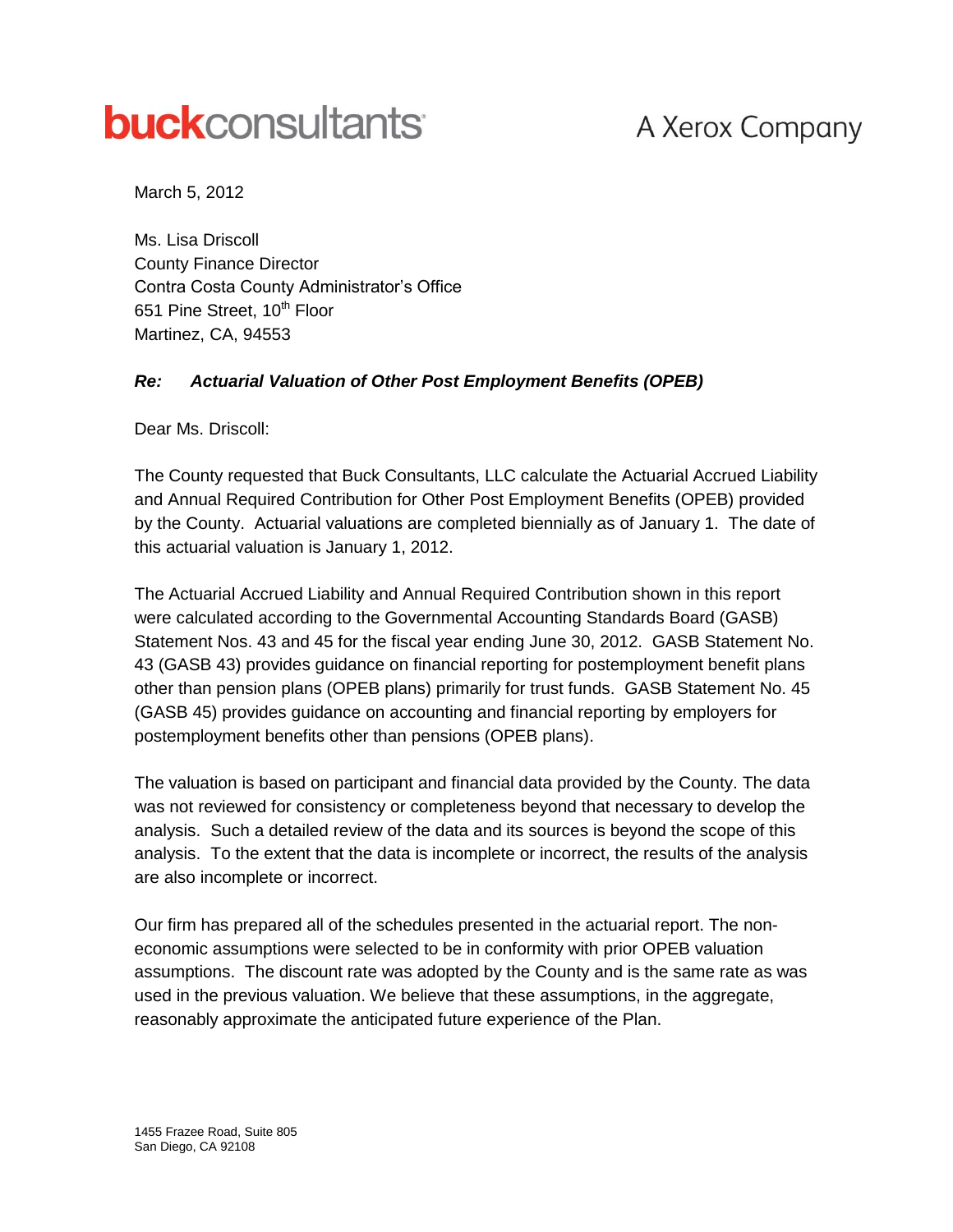**buck**consultants — A Xerox Company

March 5, 2012

Ms. Lisa Driscoll
County Finance Director
Contra Costa County Administrator's Office
651 Pine Street, 10th Floor
Martinez, CA, 94553

***Re: Actuarial Valuation of Other Post Employment Benefits (OPEB)***

Dear Ms. Driscoll:

The County requested that Buck Consultants, LLC calculate the Actuarial Accrued Liability and Annual Required Contribution for Other Post Employment Benefits (OPEB) provided by the County. Actuarial valuations are completed biennially as of January 1. The date of this actuarial valuation is January 1, 2012.

The Actuarial Accrued Liability and Annual Required Contribution shown in this report were calculated according to the Governmental Accounting Standards Board (GASB) Statement Nos. 43 and 45 for the fiscal year ending June 30, 2012. GASB Statement No. 43 (GASB 43) provides guidance on financial reporting for postemployment benefit plans other than pension plans (OPEB plans) primarily for trust funds. GASB Statement No. 45 (GASB 45) provides guidance on accounting and financial reporting by employers for postemployment benefits other than pensions (OPEB plans).

The valuation is based on participant and financial data provided by the County. The data was not reviewed for consistency or completeness beyond that necessary to develop the analysis. Such a detailed review of the data and its sources is beyond the scope of this analysis. To the extent that the data is incomplete or incorrect, the results of the analysis are also incomplete or incorrect.

Our firm has prepared all of the schedules presented in the actuarial report. The non-economic assumptions were selected to be in conformity with prior OPEB valuation assumptions. The discount rate was adopted by the County and is the same rate as was used in the previous valuation. We believe that these assumptions, in the aggregate, reasonably approximate the anticipated future experience of the Plan.

1455 Frazee Road, Suite 805
San Diego, CA 92108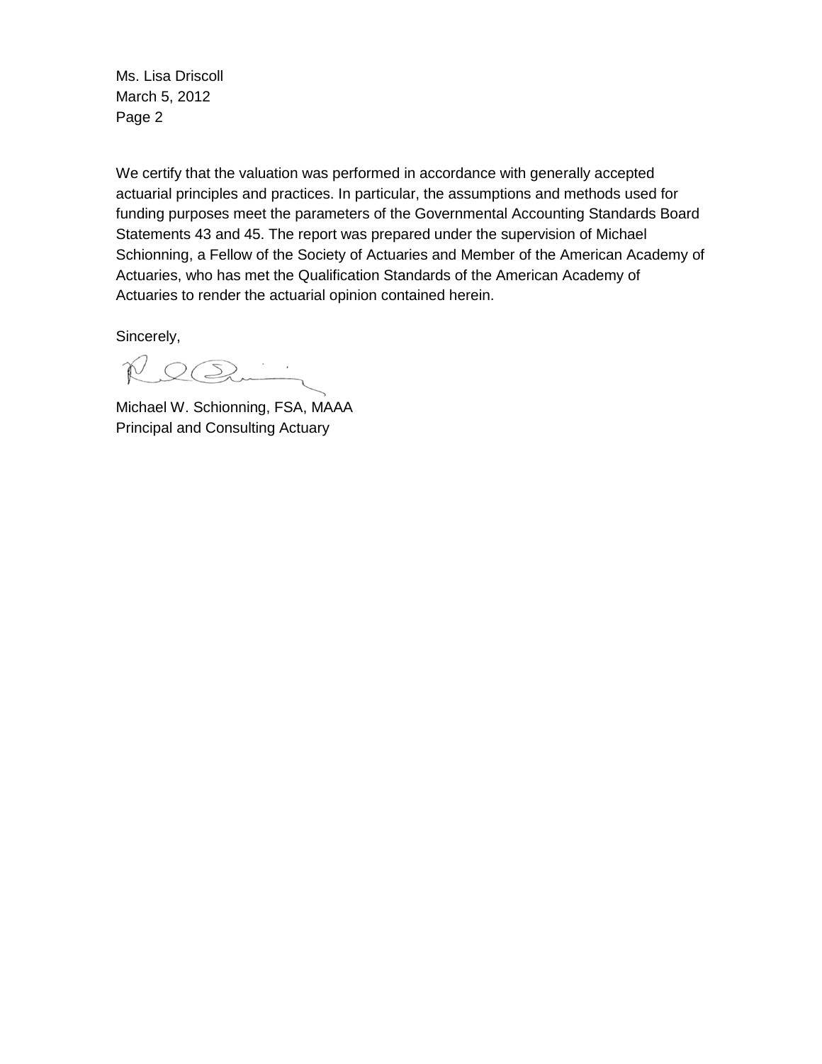Ms. Lisa Driscoll
March 5, 2012
Page 2

We certify that the valuation was performed in accordance with generally accepted actuarial principles and practices. In particular, the assumptions and methods used for funding purposes meet the parameters of the Governmental Accounting Standards Board Statements 43 and 45. The report was prepared under the supervision of Michael Schionning, a Fellow of the Society of Actuaries and Member of the American Academy of Actuaries, who has met the Qualification Standards of the American Academy of Actuaries to render the actuarial opinion contained herein.

Sincerely,

Michael W. Schionning, FSA, MAAA
Principal and Consulting Actuary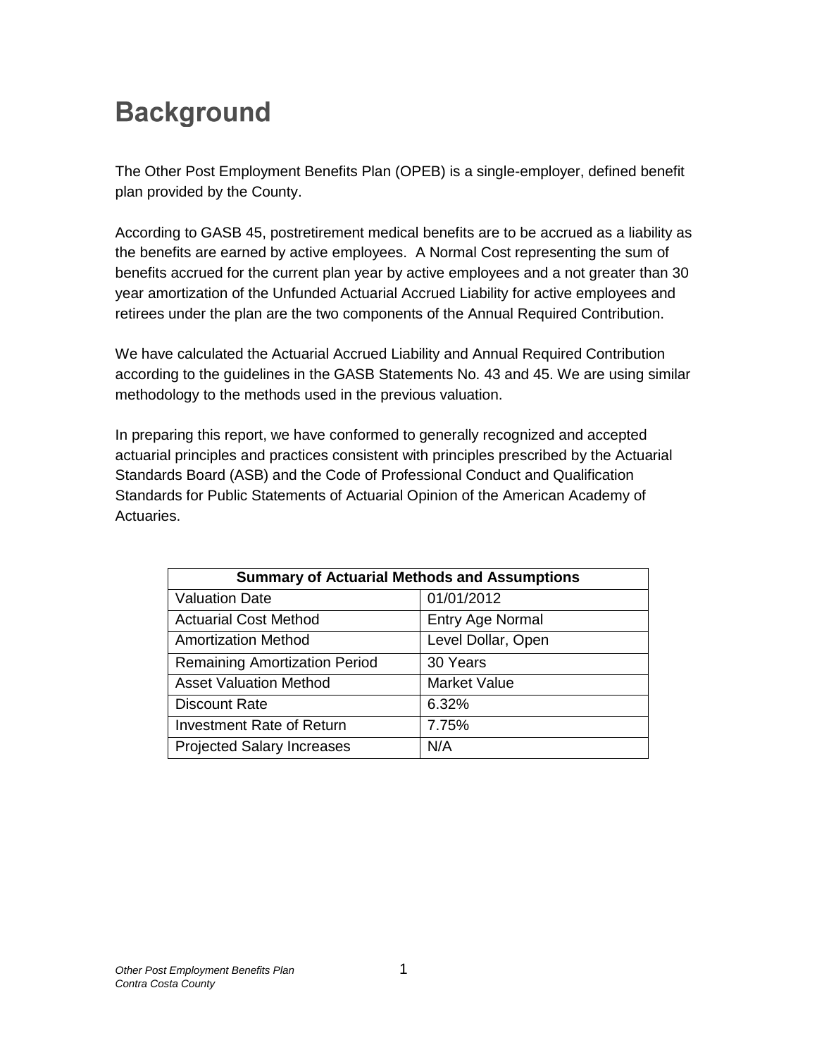# Background

The Other Post Employment Benefits Plan (OPEB) is a single-employer, defined benefit plan provided by the County.

According to GASB 45, postretirement medical benefits are to be accrued as a liability as the benefits are earned by active employees. A Normal Cost representing the sum of benefits accrued for the current plan year by active employees and a not greater than 30 year amortization of the Unfunded Actuarial Accrued Liability for active employees and retirees under the plan are the two components of the Annual Required Contribution.

We have calculated the Actuarial Accrued Liability and Annual Required Contribution according to the guidelines in the GASB Statements No. 43 and 45. We are using similar methodology to the methods used in the previous valuation.

In preparing this report, we have conformed to generally recognized and accepted actuarial principles and practices consistent with principles prescribed by the Actuarial Standards Board (ASB) and the Code of Professional Conduct and Qualification Standards for Public Statements of Actuarial Opinion of the American Academy of Actuaries.

| **Summary of Actuarial Methods and Assumptions** | |
|---|---|
| Valuation Date | 01/01/2012 |
| Actuarial Cost Method | Entry Age Normal |
| Amortization Method | Level Dollar, Open |
| Remaining Amortization Period | 30 Years |
| Asset Valuation Method | Market Value |
| Discount Rate | 6.32% |
| Investment Rate of Return | 7.75% |
| Projected Salary Increases | N/A |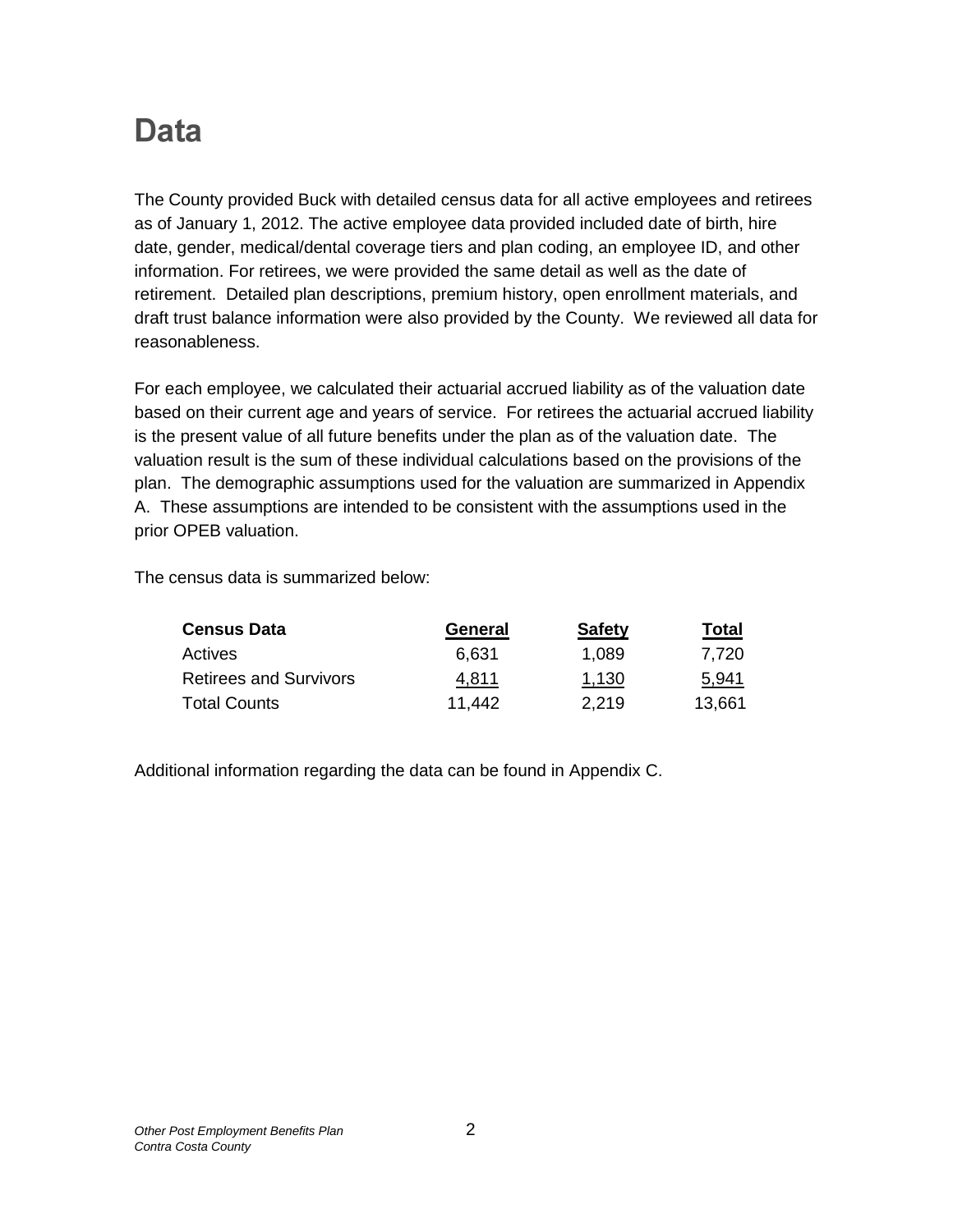# Data

The County provided Buck with detailed census data for all active employees and retirees as of January 1, 2012. The active employee data provided included date of birth, hire date, gender, medical/dental coverage tiers and plan coding, an employee ID, and other information. For retirees, we were provided the same detail as well as the date of retirement. Detailed plan descriptions, premium history, open enrollment materials, and draft trust balance information were also provided by the County. We reviewed all data for reasonableness.

For each employee, we calculated their actuarial accrued liability as of the valuation date based on their current age and years of service. For retirees the actuarial accrued liability is the present value of all future benefits under the plan as of the valuation date. The valuation result is the sum of these individual calculations based on the provisions of the plan. The demographic assumptions used for the valuation are summarized in Appendix A. These assumptions are intended to be consistent with the assumptions used in the prior OPEB valuation.

The census data is summarized below:

| Census Data | General | Safety | Total |
|---|---|---|---|
| Actives | 6,631 | 1,089 | 7,720 |
| Retirees and Survivors | 4,811 | 1,130 | 5,941 |
| Total Counts | 11,442 | 2,219 | 13,661 |

Additional information regarding the data can be found in Appendix C.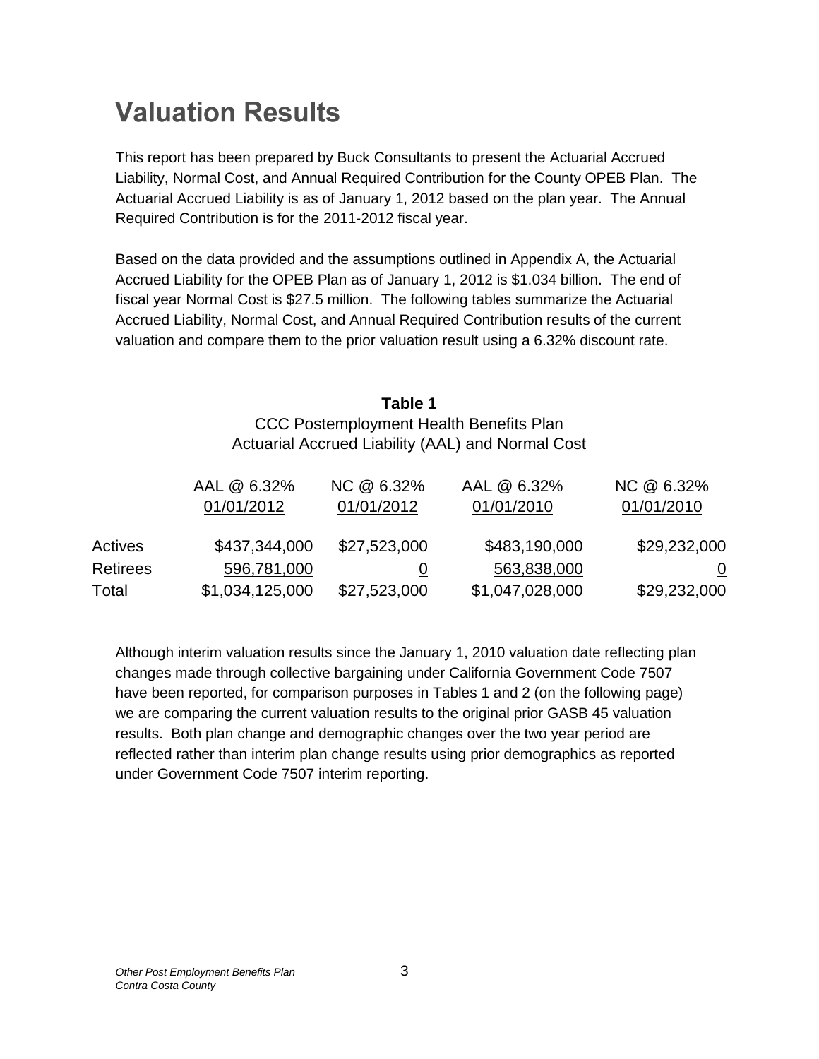# Valuation Results

This report has been prepared by Buck Consultants to present the Actuarial Accrued Liability, Normal Cost, and Annual Required Contribution for the County OPEB Plan. The Actuarial Accrued Liability is as of January 1, 2012 based on the plan year. The Annual Required Contribution is for the 2011-2012 fiscal year.

Based on the data provided and the assumptions outlined in Appendix A, the Actuarial Accrued Liability for the OPEB Plan as of January 1, 2012 is $1.034 billion. The end of fiscal year Normal Cost is $27.5 million. The following tables summarize the Actuarial Accrued Liability, Normal Cost, and Annual Required Contribution results of the current valuation and compare them to the prior valuation result using a 6.32% discount rate.

**Table 1**

CCC Postemployment Health Benefits Plan
Actuarial Accrued Liability (AAL) and Normal Cost

| | AAL @ 6.32% 01/01/2012 | NC @ 6.32% 01/01/2012 | AAL @ 6.32% 01/01/2010 | NC @ 6.32% 01/01/2010 |
|---|---|---|---|---|
| Actives | $437,344,000 | $27,523,000 | $483,190,000 | $29,232,000 |
| Retirees | 596,781,000 | 0 | 563,838,000 | 0 |
| Total | $1,034,125,000 | $27,523,000 | $1,047,028,000 | $29,232,000 |

Although interim valuation results since the January 1, 2010 valuation date reflecting plan changes made through collective bargaining under California Government Code 7507 have been reported, for comparison purposes in Tables 1 and 2 (on the following page) we are comparing the current valuation results to the original prior GASB 45 valuation results. Both plan change and demographic changes over the two year period are reflected rather than interim plan change results using prior demographics as reported under Government Code 7507 interim reporting.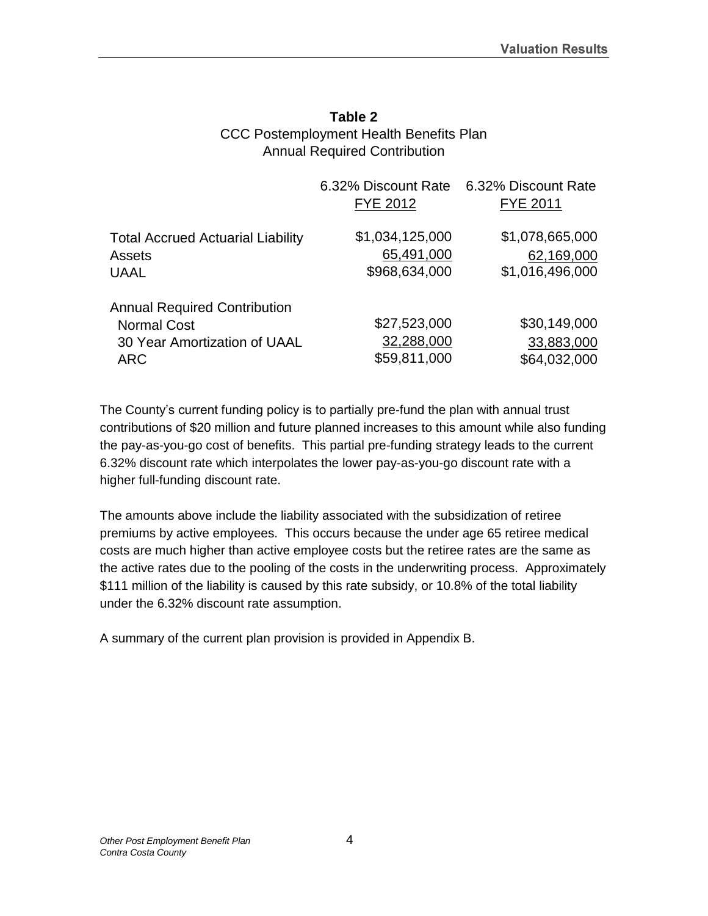**Table 2**
CCC Postemployment Health Benefits Plan
Annual Required Contribution

| | 6.32% Discount Rate FYE 2012 | 6.32% Discount Rate FYE 2011 |
|---|---|---|
| Total Accrued Actuarial Liability | $1,034,125,000 | $1,078,665,000 |
| Assets | 65,491,000 | 62,169,000 |
| UAAL | $968,634,000 | $1,016,496,000 |
| Annual Required Contribution | | |
| Normal Cost | $27,523,000 | $30,149,000 |
| 30 Year Amortization of UAAL | 32,288,000 | 33,883,000 |
| ARC | $59,811,000 | $64,032,000 |

The County's current funding policy is to partially pre-fund the plan with annual trust contributions of $20 million and future planned increases to this amount while also funding the pay-as-you-go cost of benefits. This partial pre-funding strategy leads to the current 6.32% discount rate which interpolates the lower pay-as-you-go discount rate with a higher full-funding discount rate.

The amounts above include the liability associated with the subsidization of retiree premiums by active employees. This occurs because the under age 65 retiree medical costs are much higher than active employee costs but the retiree rates are the same as the active rates due to the pooling of the costs in the underwriting process. Approximately $111 million of the liability is caused by this rate subsidy, or 10.8% of the total liability under the 6.32% discount rate assumption.

A summary of the current plan provision is provided in Appendix B.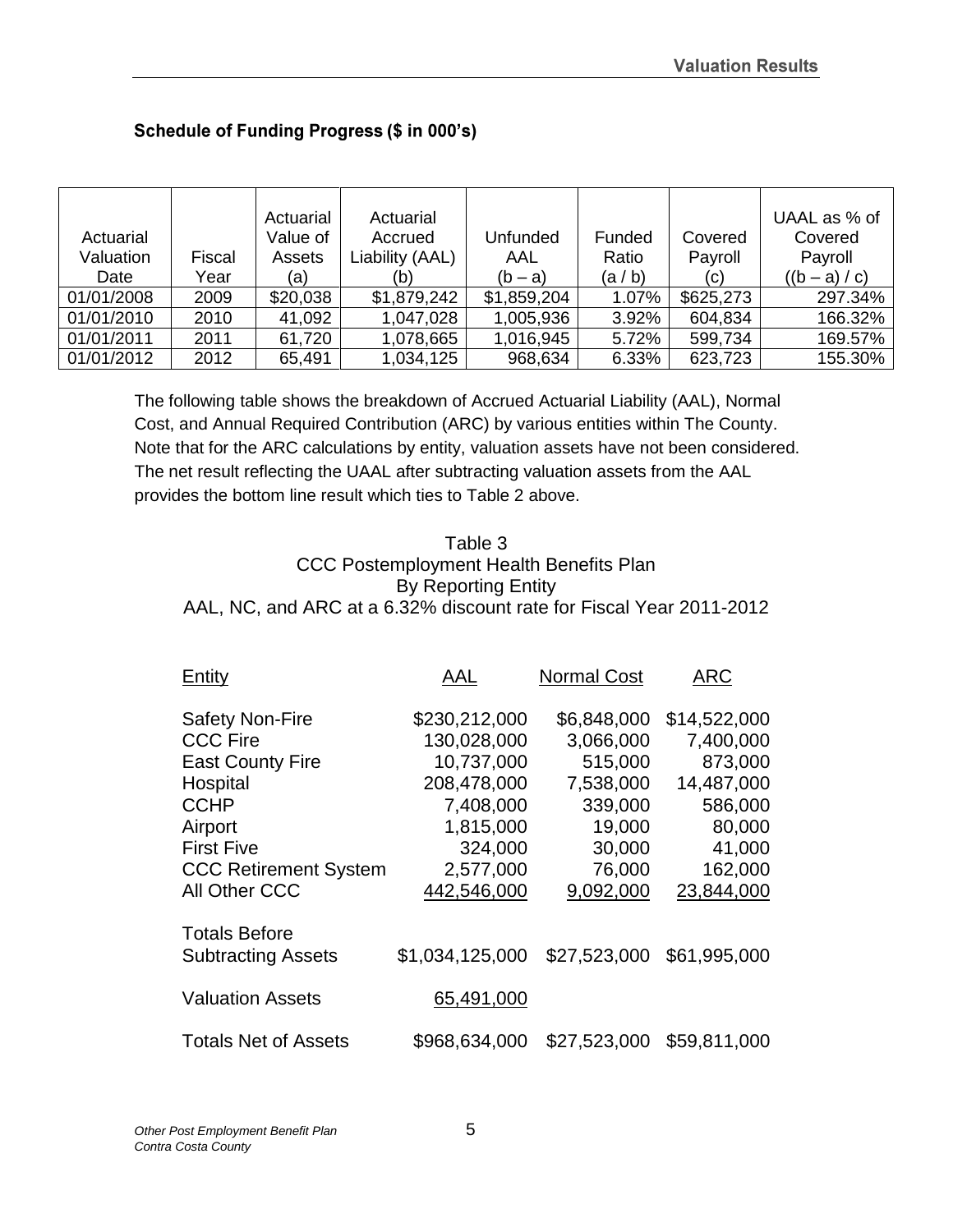### Schedule of Funding Progress ($ in 000's)

| Actuarial Valuation Date | Fiscal Year | Actuarial Value of Assets (a) | Actuarial Accrued Liability (AAL) (b) | Unfunded AAL (b – a) | Funded Ratio (a / b) | Covered Payroll (c) | UAAL as % of Covered Payroll ((b – a) / c) |
|---|---|---|---|---|---|---|---|
| 01/01/2008 | 2009 | $20,038 | $1,879,242 | $1,859,204 | 1.07% | $625,273 | 297.34% |
| 01/01/2010 | 2010 | 41,092 | 1,047,028 | 1,005,936 | 3.92% | 604,834 | 166.32% |
| 01/01/2011 | 2011 | 61,720 | 1,078,665 | 1,016,945 | 5.72% | 599,734 | 169.57% |
| 01/01/2012 | 2012 | 65,491 | 1,034,125 | 968,634 | 6.33% | 623,723 | 155.30% |

The following table shows the breakdown of Accrued Actuarial Liability (AAL), Normal Cost, and Annual Required Contribution (ARC) by various entities within The County. Note that for the ARC calculations by entity, valuation assets have not been considered. The net result reflecting the UAAL after subtracting valuation assets from the AAL provides the bottom line result which ties to Table 2 above.

Table 3
CCC Postemployment Health Benefits Plan
By Reporting Entity
AAL, NC, and ARC at a 6.32% discount rate for Fiscal Year 2011-2012

| Entity | AAL | Normal Cost | ARC |
|---|---|---|---|
| Safety Non-Fire | $230,212,000 | $6,848,000 | $14,522,000 |
| CCC Fire | 130,028,000 | 3,066,000 | 7,400,000 |
| East County Fire | 10,737,000 | 515,000 | 873,000 |
| Hospital | 208,478,000 | 7,538,000 | 14,487,000 |
| CCHP | 7,408,000 | 339,000 | 586,000 |
| Airport | 1,815,000 | 19,000 | 80,000 |
| First Five | 324,000 | 30,000 | 41,000 |
| CCC Retirement System | 2,577,000 | 76,000 | 162,000 |
| All Other CCC | 442,546,000 | 9,092,000 | 23,844,000 |
| Totals Before Subtracting Assets | $1,034,125,000 | $27,523,000 | $61,995,000 |
| Valuation Assets | 65,491,000 | | |
| Totals Net of Assets | $968,634,000 | $27,523,000 | $59,811,000 |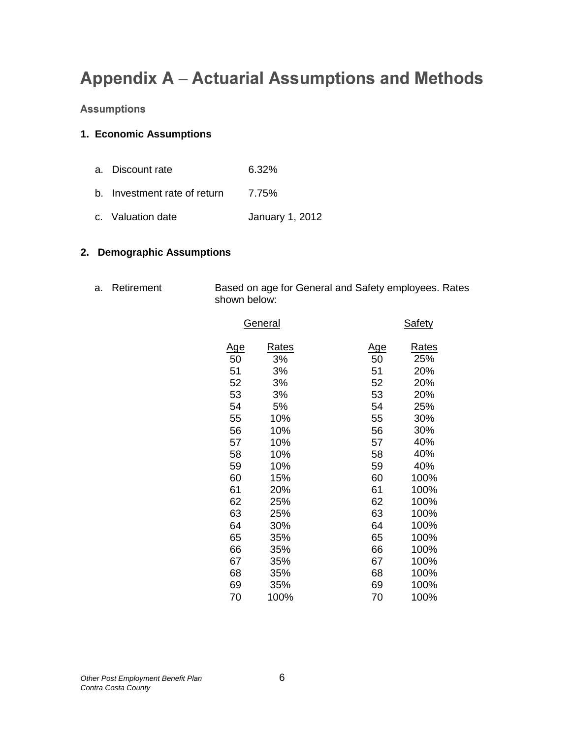# Appendix A – Actuarial Assumptions and Methods

## Assumptions

### 1. Economic Assumptions

a. Discount rate 6.32%

b. Investment rate of return 7.75%

c. Valuation date January 1, 2012

### 2. Demographic Assumptions

a. Retirement — Based on age for General and Safety employees. Rates shown below:

| General | | Safety | |
|---|---|---|---|
| Age | Rates | Age | Rates |
| 50 | 3% | 50 | 25% |
| 51 | 3% | 51 | 20% |
| 52 | 3% | 52 | 20% |
| 53 | 3% | 53 | 20% |
| 54 | 5% | 54 | 25% |
| 55 | 10% | 55 | 30% |
| 56 | 10% | 56 | 30% |
| 57 | 10% | 57 | 40% |
| 58 | 10% | 58 | 40% |
| 59 | 10% | 59 | 40% |
| 60 | 15% | 60 | 100% |
| 61 | 20% | 61 | 100% |
| 62 | 25% | 62 | 100% |
| 63 | 25% | 63 | 100% |
| 64 | 30% | 64 | 100% |
| 65 | 35% | 65 | 100% |
| 66 | 35% | 66 | 100% |
| 67 | 35% | 67 | 100% |
| 68 | 35% | 68 | 100% |
| 69 | 35% | 69 | 100% |
| 70 | 100% | 70 | 100% |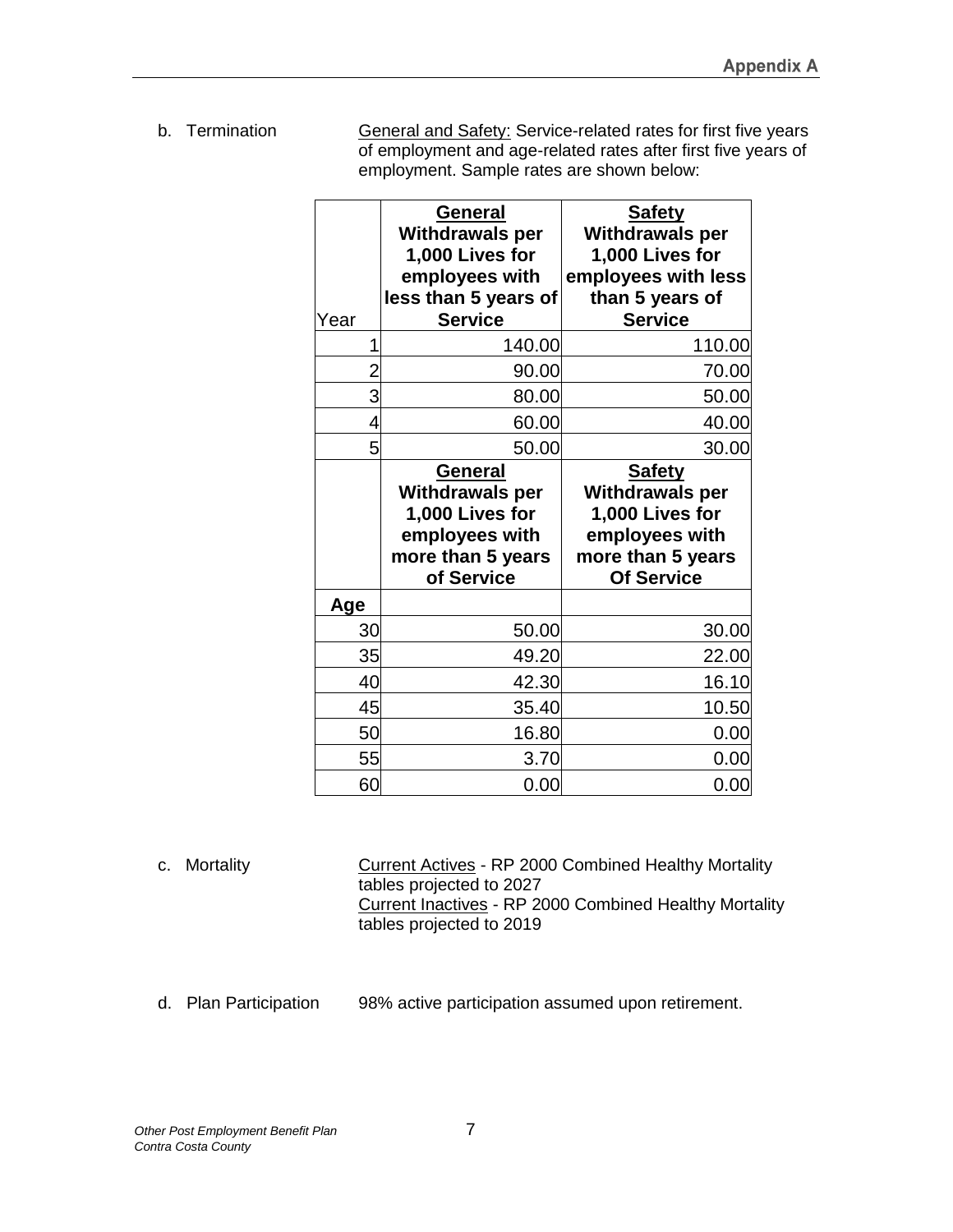b. Termination

<u>General and Safety:</u> Service-related rates for first five years of employment and age-related rates after first five years of employment. Sample rates are shown below:

| Year | **General** Withdrawals per 1,000 Lives for employees with less than 5 years of Service | **Safety** Withdrawals per 1,000 Lives for employees with less than 5 years of Service |
|---|---|---|
| 1 | 140.00 | 110.00 |
| 2 | 90.00 | 70.00 |
| 3 | 80.00 | 50.00 |
| 4 | 60.00 | 40.00 |
| 5 | 50.00 | 30.00 |
| | **General** Withdrawals per 1,000 Lives for employees with more than 5 years of Service | **Safety** Withdrawals per 1,000 Lives for employees with more than 5 years Of Service |
| **Age** | | |
| 30 | 50.00 | 30.00 |
| 35 | 49.20 | 22.00 |
| 40 | 42.30 | 16.10 |
| 45 | 35.40 | 10.50 |
| 50 | 16.80 | 0.00 |
| 55 | 3.70 | 0.00 |
| 60 | 0.00 | 0.00 |

c. Mortality

<u>Current Actives</u> - RP 2000 Combined Healthy Mortality tables projected to 2027
<u>Current Inactives</u> - RP 2000 Combined Healthy Mortality tables projected to 2019

d. Plan Participation

98% active participation assumed upon retirement.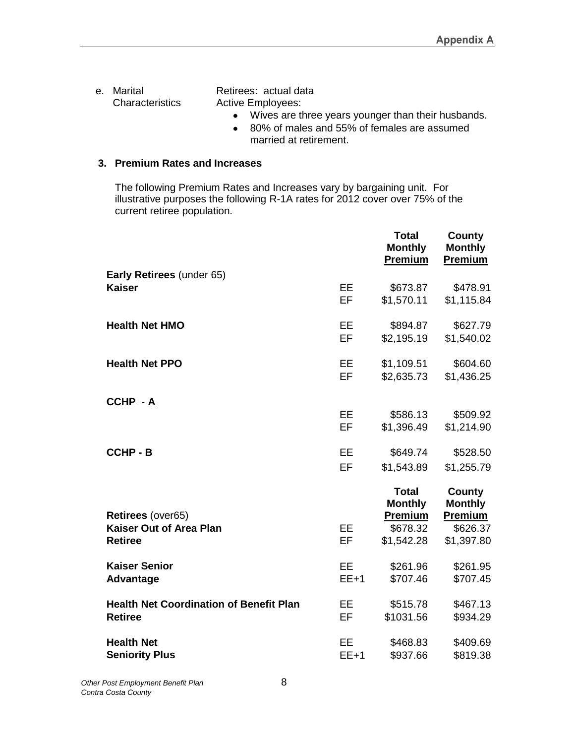e. Marital Characteristics

Retirees: actual data

Active Employees:

- Wives are three years younger than their husbands.
- 80% of males and 55% of females are assumed married at retirement.

## 3. Premium Rates and Increases

The following Premium Rates and Increases vary by bargaining unit. For illustrative purposes the following R-1A rates for 2012 cover over 75% of the current retiree population.

| | | Total Monthly Premium | County Monthly Premium |
|---|---|---|---|
| **Early Retirees** (under 65) | | | |
| **Kaiser** | EE | $673.87 | $478.91 |
| | EF | $1,570.11 | $1,115.84 |
| **Health Net HMO** | EE | $894.87 | $627.79 |
| | EF | $2,195.19 | $1,540.02 |
| **Health Net PPO** | EE | $1,109.51 | $604.60 |
| | EF | $2,635.73 | $1,436.25 |
| **CCHP - A** | EE | $586.13 | $509.92 |
| | EF | $1,396.49 | $1,214.90 |
| **CCHP - B** | EE | $649.74 | $528.50 |
| | EF | $1,543.89 | $1,255.79 |

| | | Total Monthly Premium | County Monthly Premium |
|---|---|---|---|
| **Retirees** (over65) | | | |
| **Kaiser Out of Area Plan Retiree** | EE | $678.32 | $626.37 |
| | EF | $1,542.28 | $1,397.80 |
| **Kaiser Senior Advantage** | EE | $261.96 | $261.95 |
| | EE+1 | $707.46 | $707.45 |
| **Health Net Coordination of Benefit Plan Retiree** | EE | $515.78 | $467.13 |
| | EF | $1031.56 | $934.29 |
| **Health Net Seniority Plus** | EE | $468.83 | $409.69 |
| | EE+1 | $937.66 | $819.38 |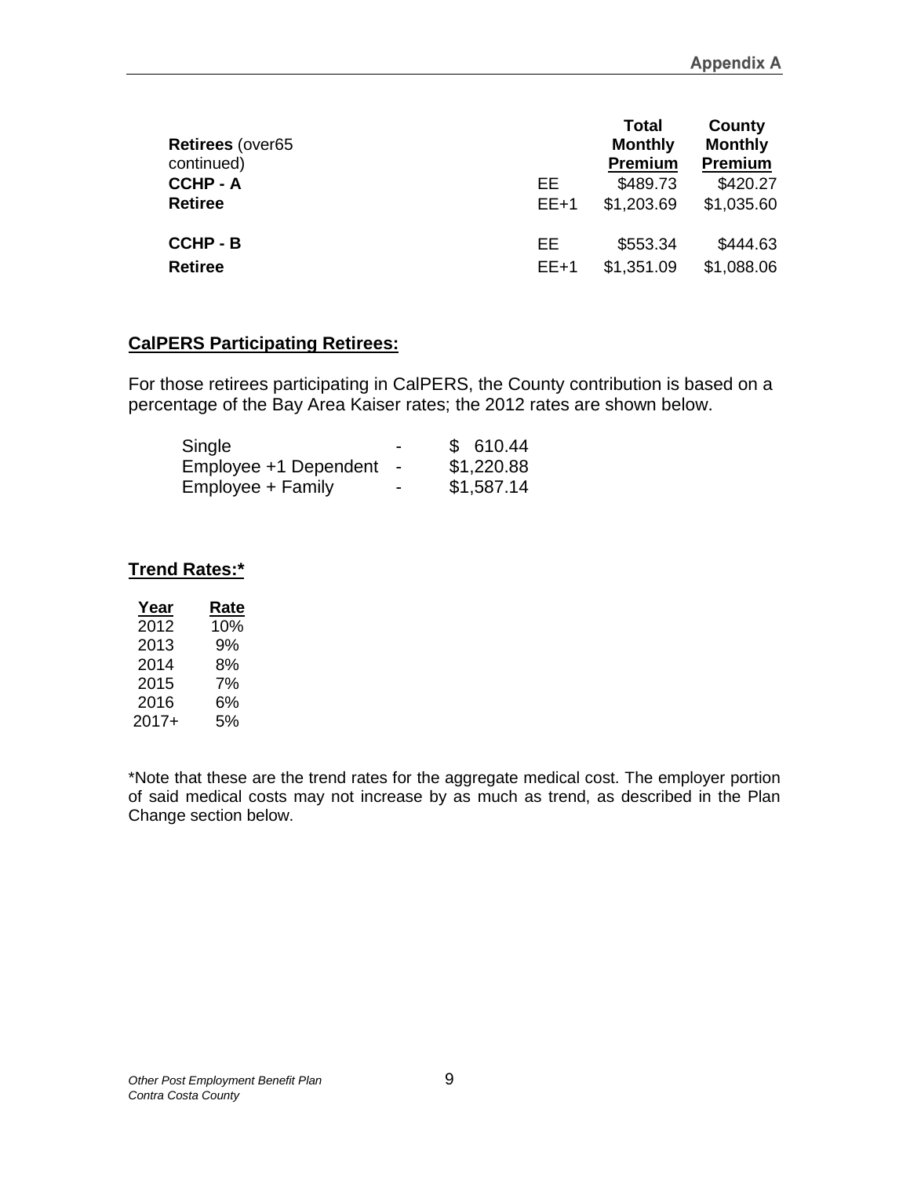| Retirees (over65 continued) | | Total Monthly Premium | County Monthly Premium |
|---|---|---|---|
| **CCHP - A** | EE | \$489.73 | \$420.27 |
| **Retiree** | EE+1 | \$1,203.69 | \$1,035.60 |
| **CCHP - B** | EE | \$553.34 | \$444.63 |
| **Retiree** | EE+1 | \$1,351.09 | \$1,088.06 |

## CalPERS Participating Retirees:

For those retirees participating in CalPERS, the County contribution is based on a percentage of the Bay Area Kaiser rates; the 2012 rates are shown below.

| | | |
|---|---|---|
| Single | - | \$ 610.44 |
| Employee +1 Dependent | - | \$1,220.88 |
| Employee + Family | - | \$1,587.14 |

## Trend Rates:*

| Year | Rate |
|---|---|
| 2012 | 10% |
| 2013 | 9% |
| 2014 | 8% |
| 2015 | 7% |
| 2016 | 6% |
| 2017+ | 5% |

*Note that these are the trend rates for the aggregate medical cost. The employer portion of said medical costs may not increase by as much as trend, as described in the Plan Change section below.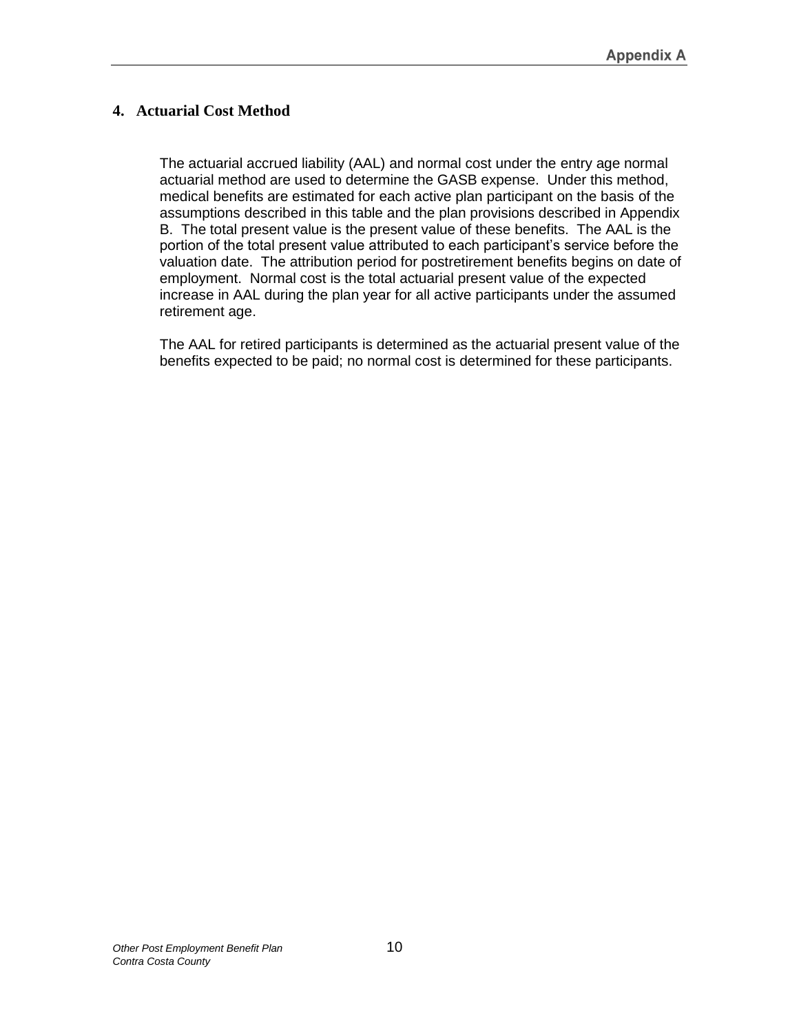## 4. Actuarial Cost Method

The actuarial accrued liability (AAL) and normal cost under the entry age normal actuarial method are used to determine the GASB expense. Under this method, medical benefits are estimated for each active plan participant on the basis of the assumptions described in this table and the plan provisions described in Appendix B. The total present value is the present value of these benefits. The AAL is the portion of the total present value attributed to each participant's service before the valuation date. The attribution period for postretirement benefits begins on date of employment. Normal cost is the total actuarial present value of the expected increase in AAL during the plan year for all active participants under the assumed retirement age.

The AAL for retired participants is determined as the actuarial present value of the benefits expected to be paid; no normal cost is determined for these participants.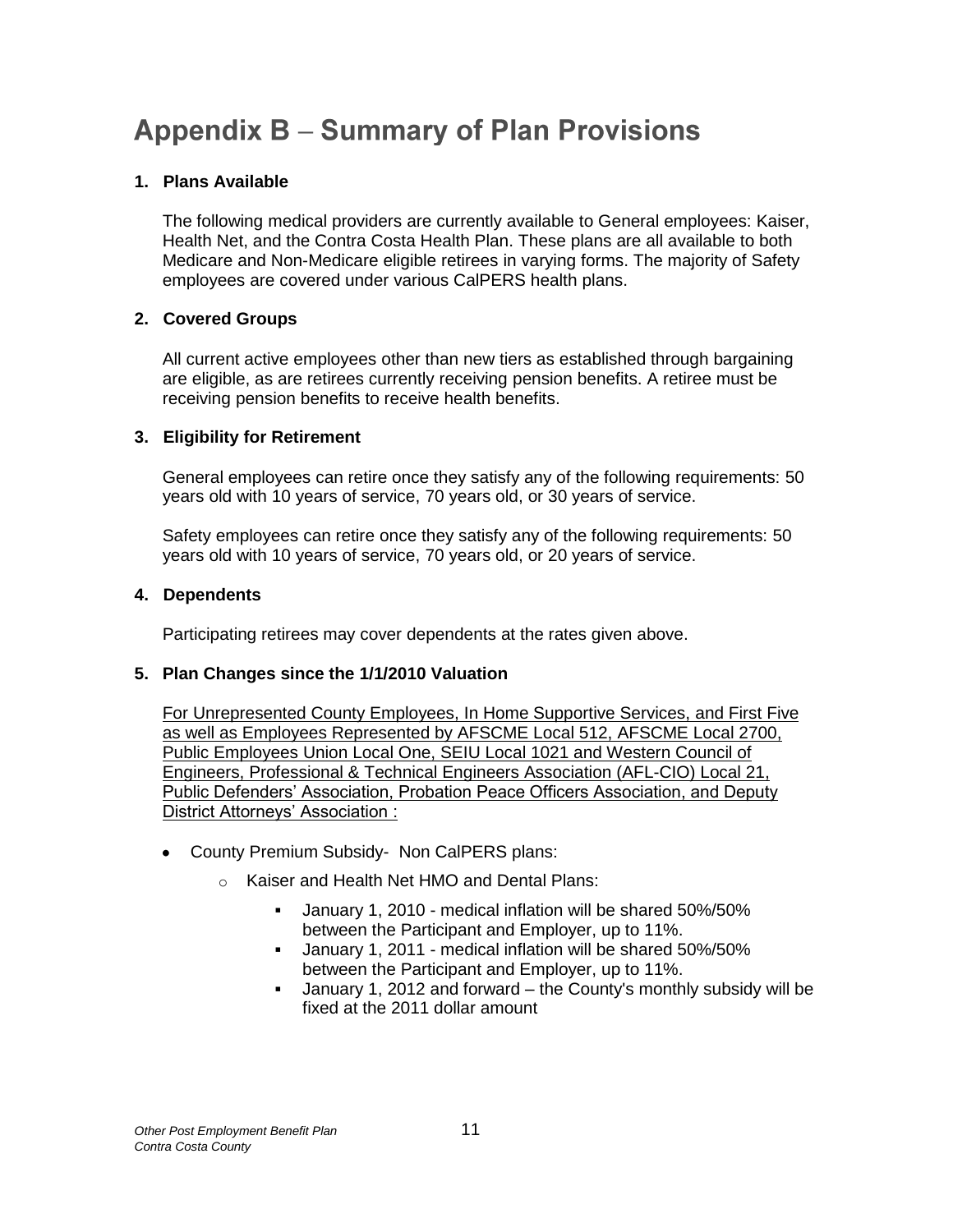# Appendix B – Summary of Plan Provisions

**1. Plans Available**

The following medical providers are currently available to General employees: Kaiser, Health Net, and the Contra Costa Health Plan. These plans are all available to both Medicare and Non-Medicare eligible retirees in varying forms. The majority of Safety employees are covered under various CalPERS health plans.

**2. Covered Groups**

All current active employees other than new tiers as established through bargaining are eligible, as are retirees currently receiving pension benefits. A retiree must be receiving pension benefits to receive health benefits.

**3. Eligibility for Retirement**

General employees can retire once they satisfy any of the following requirements: 50 years old with 10 years of service, 70 years old, or 30 years of service.

Safety employees can retire once they satisfy any of the following requirements: 50 years old with 10 years of service, 70 years old, or 20 years of service.

**4. Dependents**

Participating retirees may cover dependents at the rates given above.

**5. Plan Changes since the 1/1/2010 Valuation**

For Unrepresented County Employees, In Home Supportive Services, and First Five as well as Employees Represented by AFSCME Local 512, AFSCME Local 2700, Public Employees Union Local One, SEIU Local 1021 and Western Council of Engineers, Professional & Technical Engineers Association (AFL-CIO) Local 21, Public Defenders' Association, Probation Peace Officers Association, and Deputy District Attorneys' Association :

- County Premium Subsidy- Non CalPERS plans:
  - Kaiser and Health Net HMO and Dental Plans:
    - January 1, 2010 - medical inflation will be shared 50%/50% between the Participant and Employer, up to 11%.
    - January 1, 2011 - medical inflation will be shared 50%/50% between the Participant and Employer, up to 11%.
    - January 1, 2012 and forward – the County's monthly subsidy will be fixed at the 2011 dollar amount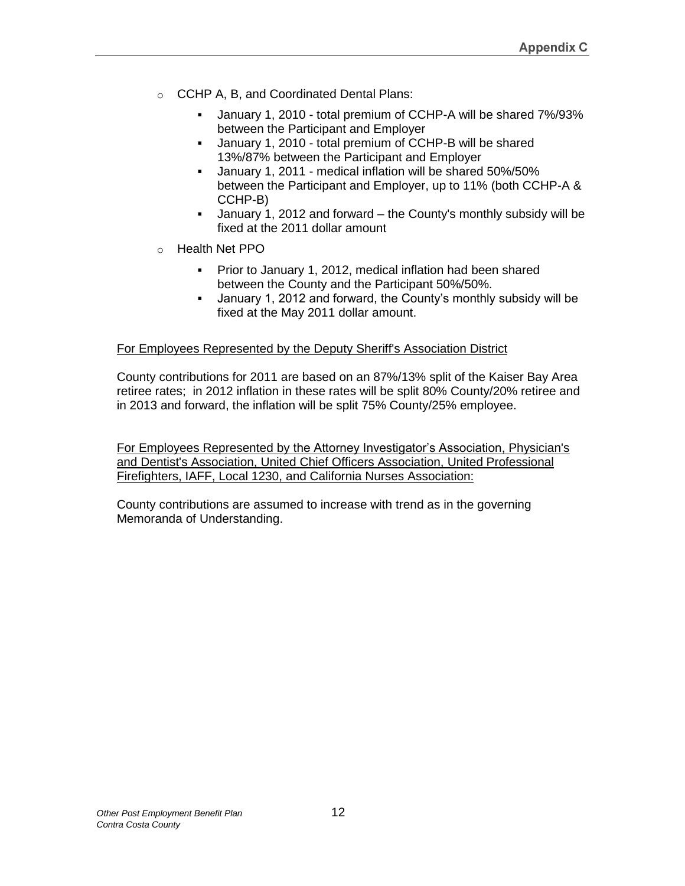- CCHP A, B, and Coordinated Dental Plans:
    - January 1, 2010 - total premium of CCHP-A will be shared 7%/93% between the Participant and Employer
    - January 1, 2010 - total premium of CCHP-B will be shared 13%/87% between the Participant and Employer
    - January 1, 2011 - medical inflation will be shared 50%/50% between the Participant and Employer, up to 11% (both CCHP-A & CCHP-B)
    - January 1, 2012 and forward – the County's monthly subsidy will be fixed at the 2011 dollar amount
- Health Net PPO
    - Prior to January 1, 2012, medical inflation had been shared between the County and the Participant 50%/50%.
    - January 1, 2012 and forward, the County's monthly subsidy will be fixed at the May 2011 dollar amount.

<u>For Employees Represented by the Deputy Sheriff's Association District</u>

County contributions for 2011 are based on an 87%/13% split of the Kaiser Bay Area retiree rates; in 2012 inflation in these rates will be split 80% County/20% retiree and in 2013 and forward, the inflation will be split 75% County/25% employee.

<u>For Employees Represented by the Attorney Investigator's Association, Physician's and Dentist's Association, United Chief Officers Association, United Professional Firefighters, IAFF, Local 1230, and California Nurses Association:</u>

County contributions are assumed to increase with trend as in the governing Memoranda of Understanding.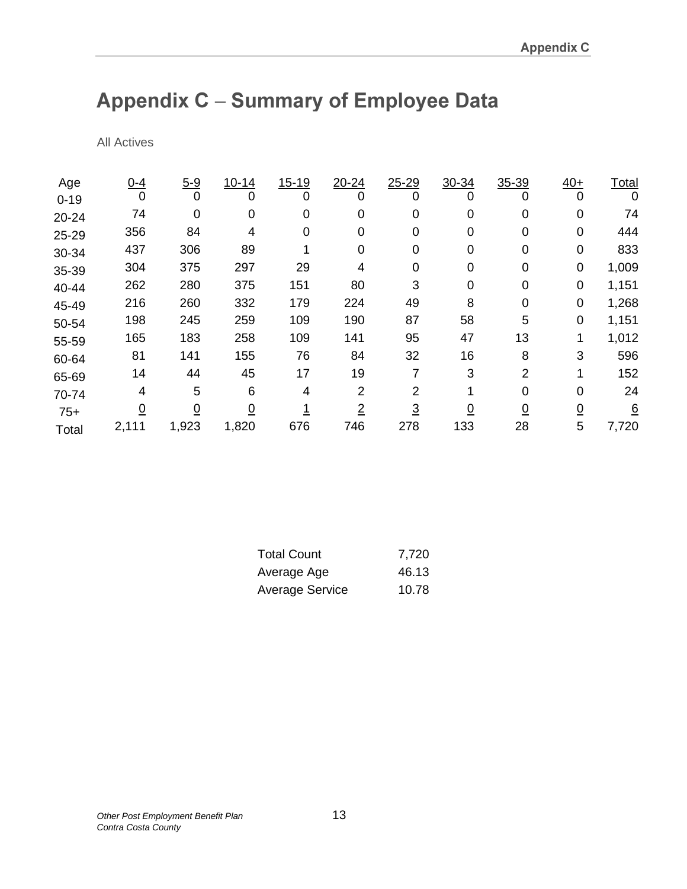# Appendix C – Summary of Employee Data

All Actives

| Age | 0-4 | 5-9 | 10-14 | 15-19 | 20-24 | 25-29 | 30-34 | 35-39 | 40+ | Total |
|---|---|---|---|---|---|---|---|---|---|---|
| 0-19 | 0 | 0 | 0 | 0 | 0 | 0 | 0 | 0 | 0 | 0 |
| 20-24 | 74 | 0 | 0 | 0 | 0 | 0 | 0 | 0 | 0 | 74 |
| 25-29 | 356 | 84 | 4 | 0 | 0 | 0 | 0 | 0 | 0 | 444 |
| 30-34 | 437 | 306 | 89 | 1 | 0 | 0 | 0 | 0 | 0 | 833 |
| 35-39 | 304 | 375 | 297 | 29 | 4 | 0 | 0 | 0 | 0 | 1,009 |
| 40-44 | 262 | 280 | 375 | 151 | 80 | 3 | 0 | 0 | 0 | 1,151 |
| 45-49 | 216 | 260 | 332 | 179 | 224 | 49 | 8 | 0 | 0 | 1,268 |
| 50-54 | 198 | 245 | 259 | 109 | 190 | 87 | 58 | 5 | 0 | 1,151 |
| 55-59 | 165 | 183 | 258 | 109 | 141 | 95 | 47 | 13 | 1 | 1,012 |
| 60-64 | 81 | 141 | 155 | 76 | 84 | 32 | 16 | 8 | 3 | 596 |
| 65-69 | 14 | 44 | 45 | 17 | 19 | 7 | 3 | 2 | 1 | 152 |
| 70-74 | 4 | 5 | 6 | 4 | 2 | 2 | 1 | 0 | 0 | 24 |
| 75+ | 0 | 0 | 0 | 1 | 2 | 3 | 0 | 0 | 0 | 6 |
| Total | 2,111 | 1,923 | 1,820 | 676 | 746 | 278 | 133 | 28 | 5 | 7,720 |

| | |
|---|---|
| Total Count | 7,720 |
| Average Age | 46.13 |
| Average Service | 10.78 |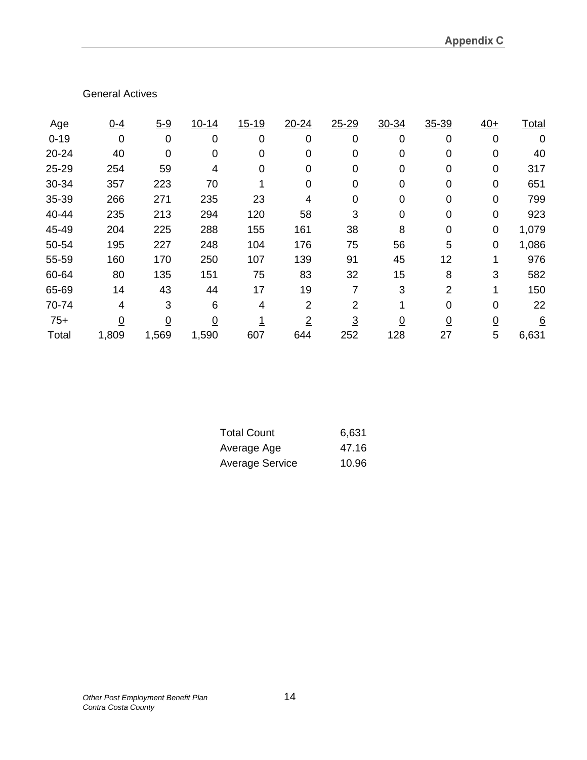General Actives

| Age | 0-4 | 5-9 | 10-14 | 15-19 | 20-24 | 25-29 | 30-34 | 35-39 | 40+ | Total |
|---|---|---|---|---|---|---|---|---|---|---|
| 0-19 | 0 | 0 | 0 | 0 | 0 | 0 | 0 | 0 | 0 | 0 |
| 20-24 | 40 | 0 | 0 | 0 | 0 | 0 | 0 | 0 | 0 | 40 |
| 25-29 | 254 | 59 | 4 | 0 | 0 | 0 | 0 | 0 | 0 | 317 |
| 30-34 | 357 | 223 | 70 | 1 | 0 | 0 | 0 | 0 | 0 | 651 |
| 35-39 | 266 | 271 | 235 | 23 | 4 | 0 | 0 | 0 | 0 | 799 |
| 40-44 | 235 | 213 | 294 | 120 | 58 | 3 | 0 | 0 | 0 | 923 |
| 45-49 | 204 | 225 | 288 | 155 | 161 | 38 | 8 | 0 | 0 | 1,079 |
| 50-54 | 195 | 227 | 248 | 104 | 176 | 75 | 56 | 5 | 0 | 1,086 |
| 55-59 | 160 | 170 | 250 | 107 | 139 | 91 | 45 | 12 | 1 | 976 |
| 60-64 | 80 | 135 | 151 | 75 | 83 | 32 | 15 | 8 | 3 | 582 |
| 65-69 | 14 | 43 | 44 | 17 | 19 | 7 | 3 | 2 | 1 | 150 |
| 70-74 | 4 | 3 | 6 | 4 | 2 | 2 | 1 | 0 | 0 | 22 |
| 75+ | 0 | 0 | 0 | 1 | 2 | 3 | 0 | 0 | 0 | 6 |
| Total | 1,809 | 1,569 | 1,590 | 607 | 644 | 252 | 128 | 27 | 5 | 6,631 |

| | |
|---|---|
| Total Count | 6,631 |
| Average Age | 47.16 |
| Average Service | 10.96 |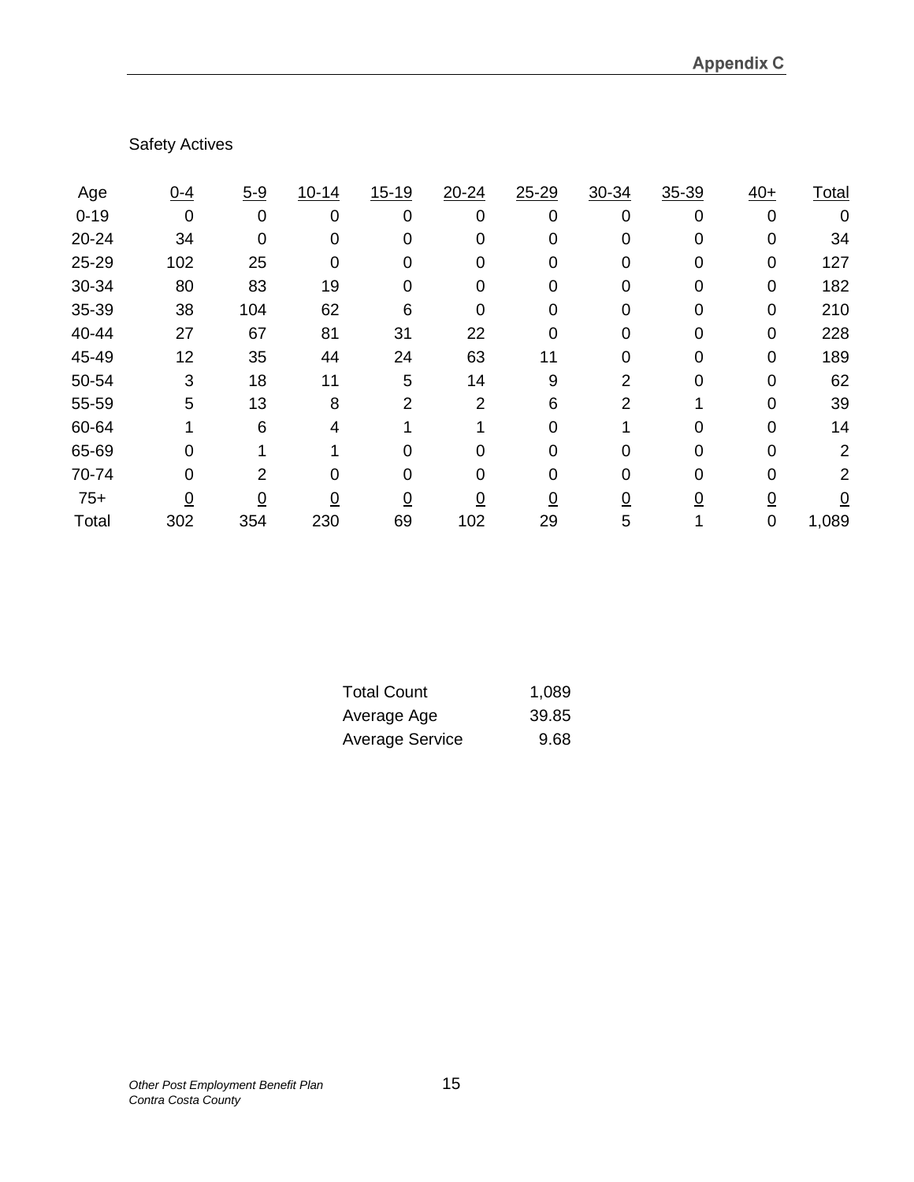Safety Actives

| Age | 0-4 | 5-9 | 10-14 | 15-19 | 20-24 | 25-29 | 30-34 | 35-39 | 40+ | Total |
|---|---|---|---|---|---|---|---|---|---|---|
| 0-19 | 0 | 0 | 0 | 0 | 0 | 0 | 0 | 0 | 0 | 0 |
| 20-24 | 34 | 0 | 0 | 0 | 0 | 0 | 0 | 0 | 0 | 34 |
| 25-29 | 102 | 25 | 0 | 0 | 0 | 0 | 0 | 0 | 0 | 127 |
| 30-34 | 80 | 83 | 19 | 0 | 0 | 0 | 0 | 0 | 0 | 182 |
| 35-39 | 38 | 104 | 62 | 6 | 0 | 0 | 0 | 0 | 0 | 210 |
| 40-44 | 27 | 67 | 81 | 31 | 22 | 0 | 0 | 0 | 0 | 228 |
| 45-49 | 12 | 35 | 44 | 24 | 63 | 11 | 0 | 0 | 0 | 189 |
| 50-54 | 3 | 18 | 11 | 5 | 14 | 9 | 2 | 0 | 0 | 62 |
| 55-59 | 5 | 13 | 8 | 2 | 2 | 6 | 2 | 1 | 0 | 39 |
| 60-64 | 1 | 6 | 4 | 1 | 1 | 0 | 1 | 0 | 0 | 14 |
| 65-69 | 0 | 1 | 1 | 0 | 0 | 0 | 0 | 0 | 0 | 2 |
| 70-74 | 0 | 2 | 0 | 0 | 0 | 0 | 0 | 0 | 0 | 2 |
| 75+ | 0 | 0 | 0 | 0 | 0 | 0 | 0 | 0 | 0 | 0 |
| Total | 302 | 354 | 230 | 69 | 102 | 29 | 5 | 1 | 0 | 1,089 |

| | |
|---|---|
| Total Count | 1,089 |
| Average Age | 39.85 |
| Average Service | 9.68 |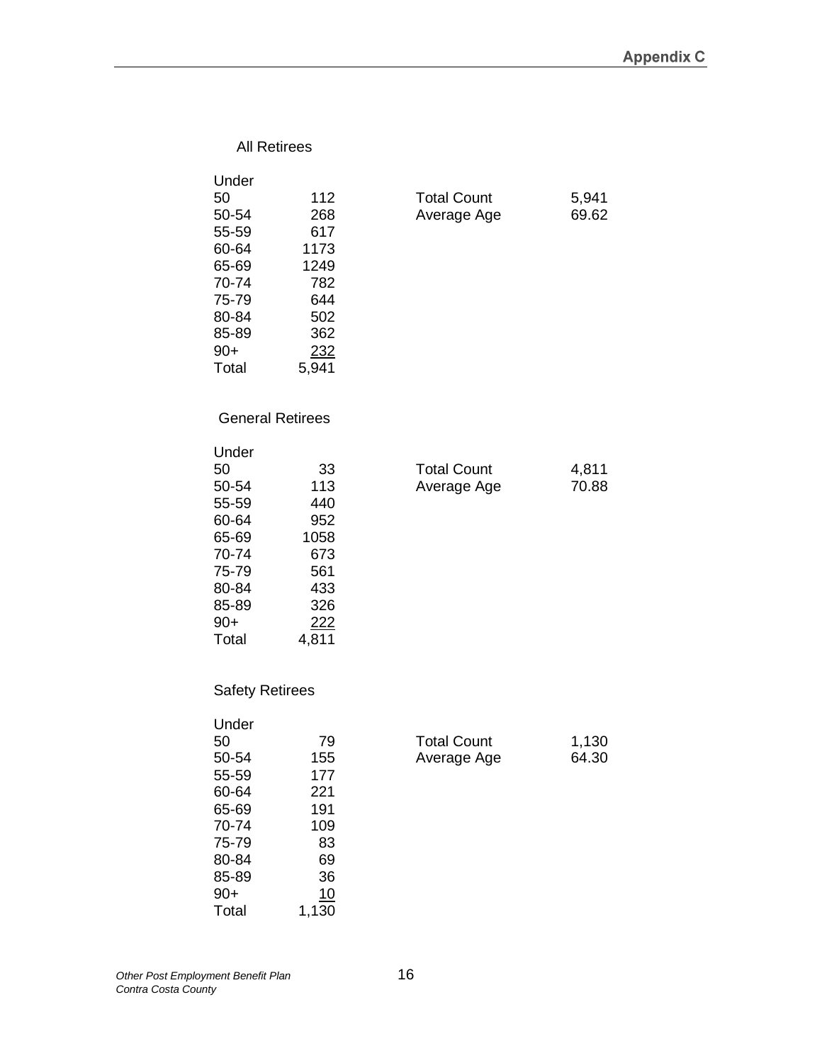## Appendix C

All Retirees

| Age | Count |
|---|---|
| Under 50 | 112 |
| 50-54 | 268 |
| 55-59 | 617 |
| 60-64 | 1173 |
| 65-69 | 1249 |
| 70-74 | 782 |
| 75-79 | 644 |
| 80-84 | 502 |
| 85-89 | 362 |
| 90+ | 232 |
| Total | 5,941 |

| | |
|---|---|
| Total Count | 5,941 |
| Average Age | 69.62 |

General Retirees

| Age | Count |
|---|---|
| Under 50 | 33 |
| 50-54 | 113 |
| 55-59 | 440 |
| 60-64 | 952 |
| 65-69 | 1058 |
| 70-74 | 673 |
| 75-79 | 561 |
| 80-84 | 433 |
| 85-89 | 326 |
| 90+ | 222 |
| Total | 4,811 |

| | |
|---|---|
| Total Count | 4,811 |
| Average Age | 70.88 |

Safety Retirees

| Age | Count |
|---|---|
| Under 50 | 79 |
| 50-54 | 155 |
| 55-59 | 177 |
| 60-64 | 221 |
| 65-69 | 191 |
| 70-74 | 109 |
| 75-79 | 83 |
| 80-84 | 69 |
| 85-89 | 36 |
| 90+ | 10 |
| Total | 1,130 |

| | |
|---|---|
| Total Count | 1,130 |
| Average Age | 64.30 |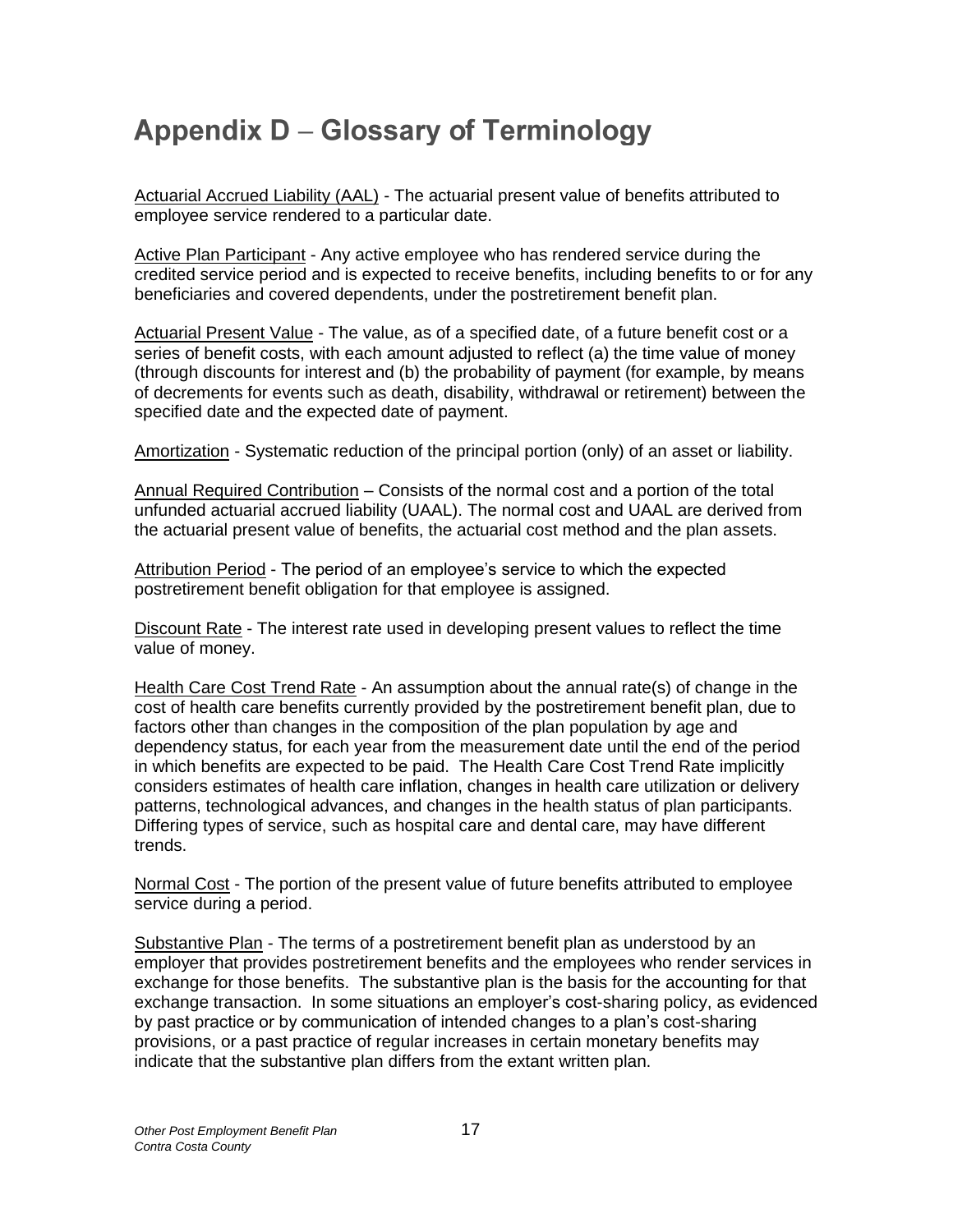# Appendix D – Glossary of Terminology

Actuarial Accrued Liability (AAL) - The actuarial present value of benefits attributed to employee service rendered to a particular date.

Active Plan Participant - Any active employee who has rendered service during the credited service period and is expected to receive benefits, including benefits to or for any beneficiaries and covered dependents, under the postretirement benefit plan.

Actuarial Present Value - The value, as of a specified date, of a future benefit cost or a series of benefit costs, with each amount adjusted to reflect (a) the time value of money (through discounts for interest and (b) the probability of payment (for example, by means of decrements for events such as death, disability, withdrawal or retirement) between the specified date and the expected date of payment.

Amortization - Systematic reduction of the principal portion (only) of an asset or liability.

Annual Required Contribution – Consists of the normal cost and a portion of the total unfunded actuarial accrued liability (UAAL). The normal cost and UAAL are derived from the actuarial present value of benefits, the actuarial cost method and the plan assets.

Attribution Period - The period of an employee's service to which the expected postretirement benefit obligation for that employee is assigned.

Discount Rate - The interest rate used in developing present values to reflect the time value of money.

Health Care Cost Trend Rate - An assumption about the annual rate(s) of change in the cost of health care benefits currently provided by the postretirement benefit plan, due to factors other than changes in the composition of the plan population by age and dependency status, for each year from the measurement date until the end of the period in which benefits are expected to be paid. The Health Care Cost Trend Rate implicitly considers estimates of health care inflation, changes in health care utilization or delivery patterns, technological advances, and changes in the health status of plan participants. Differing types of service, such as hospital care and dental care, may have different trends.

Normal Cost - The portion of the present value of future benefits attributed to employee service during a period.

Substantive Plan - The terms of a postretirement benefit plan as understood by an employer that provides postretirement benefits and the employees who render services in exchange for those benefits. The substantive plan is the basis for the accounting for that exchange transaction. In some situations an employer's cost-sharing policy, as evidenced by past practice or by communication of intended changes to a plan's cost-sharing provisions, or a past practice of regular increases in certain monetary benefits may indicate that the substantive plan differs from the extant written plan.